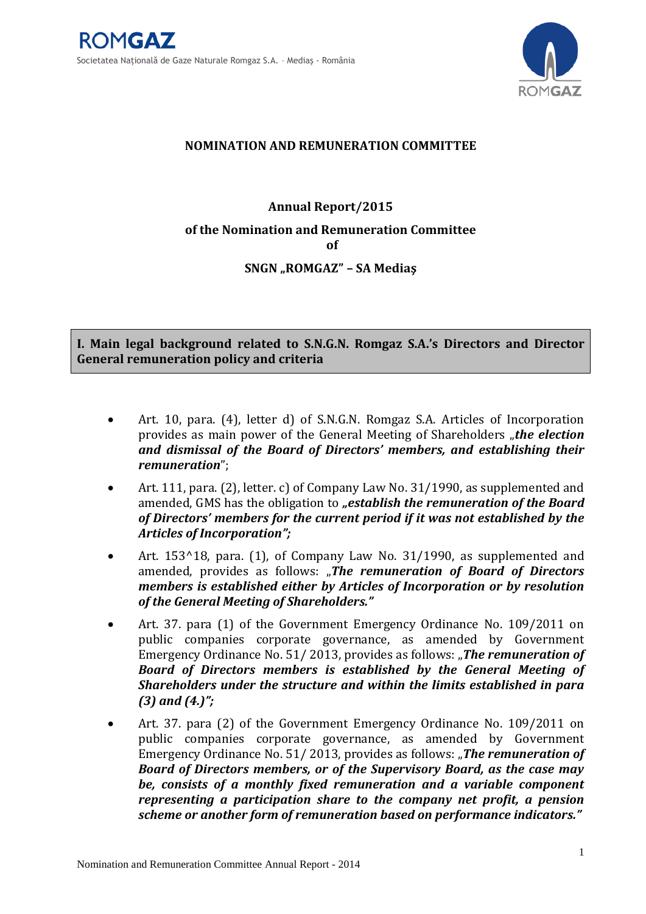**NOMINATION AND REMUNERATION COMMITTEE**

**Annual Report/2015**

**of the Nomination and Remuneration Committee**
**of**
**SNGN „ROMGAZ" – SA Mediaş**

## I. Main legal background related to S.N.G.N. Romgaz S.A.'s Directors and Director General remuneration policy and criteria

- Art. 10, para. (4), letter d) of S.N.G.N. Romgaz S.A. Articles of Incorporation provides as main power of the General Meeting of Shareholders „***the election and dismissal of the Board of Directors' members, and establishing their remuneration***";
- Art. 111, para. (2), letter. c) of Company Law No. 31/1990, as supplemented and amended, GMS has the obligation to ***„establish the remuneration of the Board of Directors' members for the current period if it was not established by the Articles of Incorporation";***
- Art. 153^18, para. (1), of Company Law No. 31/1990, as supplemented and amended, provides as follows: „***The remuneration of Board of Directors members is established either by Articles of Incorporation or by resolution of the General Meeting of Shareholders."***
- Art. 37. para (1) of the Government Emergency Ordinance No. 109/2011 on public companies corporate governance, as amended by Government Emergency Ordinance No. 51/ 2013, provides as follows: „***The remuneration of Board of Directors members is established by the General Meeting of Shareholders under the structure and within the limits established in para (3) and (4.)";***
- Art. 37. para (2) of the Government Emergency Ordinance No. 109/2011 on public companies corporate governance, as amended by Government Emergency Ordinance No. 51/ 2013, provides as follows: „***The remuneration of Board of Directors members, or of the Supervisory Board, as the case may be, consists of a monthly fixed remuneration and a variable component representing a participation share to the company net profit, a pension scheme or another form of remuneration based on performance indicators."***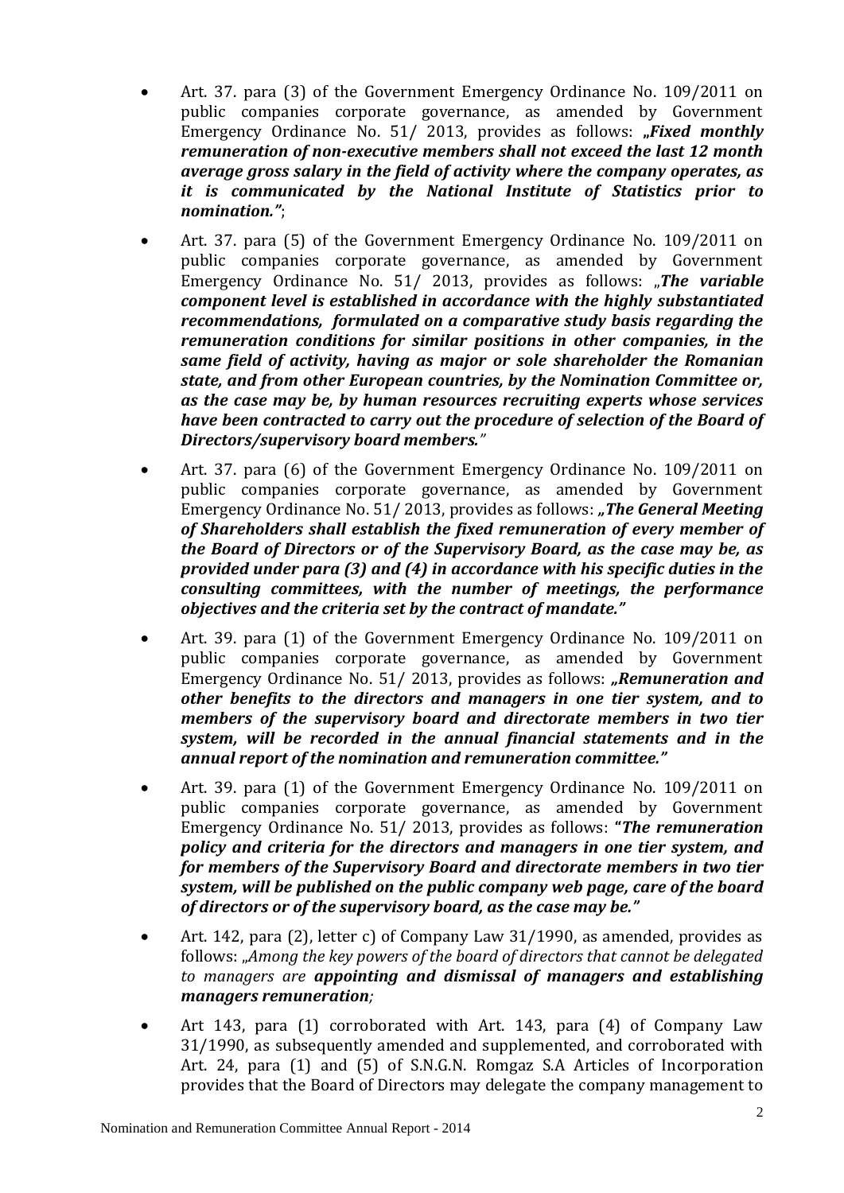- Art. 37. para (3) of the Government Emergency Ordinance No. 109/2011 on public companies corporate governance, as amended by Government Emergency Ordinance No. 51/ 2013, provides as follows: ***„Fixed monthly remuneration of non-executive members shall not exceed the last 12 month average gross salary in the field of activity where the company operates, as it is communicated by the National Institute of Statistics prior to nomination."***;

- Art. 37. para (5) of the Government Emergency Ordinance No. 109/2011 on public companies corporate governance, as amended by Government Emergency Ordinance No. 51/ 2013, provides as follows: „***The variable component level is established in accordance with the highly substantiated recommendations, formulated on a comparative study basis regarding the remuneration conditions for similar positions in other companies, in the same field of activity, having as major or sole shareholder the Romanian state, and from other European countries, by the Nomination Committee or, as the case may be, by human resources recruiting experts whose services have been contracted to carry out the procedure of selection of the Board of Directors/supervisory board members.***"

- Art. 37. para (6) of the Government Emergency Ordinance No. 109/2011 on public companies corporate governance, as amended by Government Emergency Ordinance No. 51/ 2013, provides as follows: ***„The General Meeting of Shareholders shall establish the fixed remuneration of every member of the Board of Directors or of the Supervisory Board, as the case may be, as provided under para (3) and (4) in accordance with his specific duties in the consulting committees, with the number of meetings, the performance objectives and the criteria set by the contract of mandate."***

- Art. 39. para (1) of the Government Emergency Ordinance No. 109/2011 on public companies corporate governance, as amended by Government Emergency Ordinance No. 51/ 2013, provides as follows: ***„Remuneration and other benefits to the directors and managers in one tier system, and to members of the supervisory board and directorate members in two tier system, will be recorded in the annual financial statements and in the annual report of the nomination and remuneration committee."***

- Art. 39. para (1) of the Government Emergency Ordinance No. 109/2011 on public companies corporate governance, as amended by Government Emergency Ordinance No. 51/ 2013, provides as follows: ***"The remuneration policy and criteria for the directors and managers in one tier system, and for members of the Supervisory Board and directorate members in two tier system, will be published on the public company web page, care of the board of directors or of the supervisory board, as the case may be."***

- Art. 142, para (2), letter c) of Company Law 31/1990, as amended, provides as follows: „*Among the key powers of the board of directors that cannot be delegated to managers are* ***appointing and dismissal of managers and establishing managers remuneration****;*

- Art 143, para (1) corroborated with Art. 143, para (4) of Company Law 31/1990, as subsequently amended and supplemented, and corroborated with Art. 24, para (1) and (5) of S.N.G.N. Romgaz S.A Articles of Incorporation provides that the Board of Directors may delegate the company management to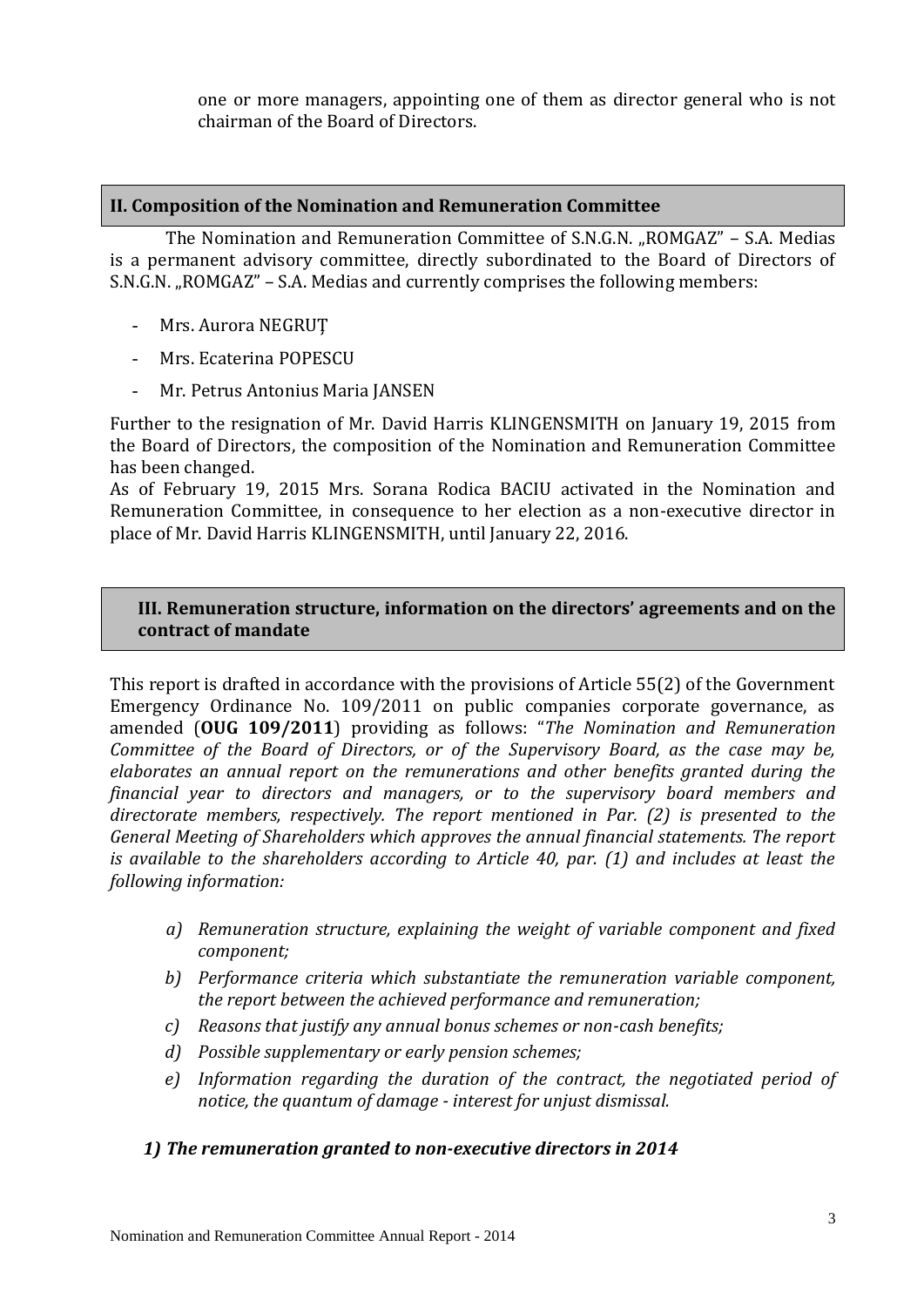one or more managers, appointing one of them as director general who is not chairman of the Board of Directors.

## II. Composition of the Nomination and Remuneration Committee

The Nomination and Remuneration Committee of S.N.G.N. „ROMGAZ" – S.A. Medias is a permanent advisory committee, directly subordinated to the Board of Directors of S.N.G.N. „ROMGAZ" – S.A. Medias and currently comprises the following members:

- Mrs. Aurora NEGRUȚ
- Mrs. Ecaterina POPESCU
- Mr. Petrus Antonius Maria JANSEN

Further to the resignation of Mr. David Harris KLINGENSMITH on January 19, 2015 from the Board of Directors, the composition of the Nomination and Remuneration Committee has been changed.

As of February 19, 2015 Mrs. Sorana Rodica BACIU activated in the Nomination and Remuneration Committee, in consequence to her election as a non-executive director in place of Mr. David Harris KLINGENSMITH, until January 22, 2016.

## III. Remuneration structure, information on the directors' agreements and on the contract of mandate

This report is drafted in accordance with the provisions of Article 55(2) of the Government Emergency Ordinance No. 109/2011 on public companies corporate governance, as amended (**OUG 109/2011**) providing as follows: "*The Nomination and Remuneration Committee of the Board of Directors, or of the Supervisory Board, as the case may be, elaborates an annual report on the remunerations and other benefits granted during the financial year to directors and managers, or to the supervisory board members and directorate members, respectively. The report mentioned in Par. (2) is presented to the General Meeting of Shareholders which approves the annual financial statements. The report is available to the shareholders according to Article 40, par. (1) and includes at least the following information:*

*a) Remuneration structure, explaining the weight of variable component and fixed component;*

*b) Performance criteria which substantiate the remuneration variable component, the report between the achieved performance and remuneration;*

*c) Reasons that justify any annual bonus schemes or non-cash benefits;*

*d) Possible supplementary or early pension schemes;*

*e) Information regarding the duration of the contract, the negotiated period of notice, the quantum of damage - interest for unjust dismissal.*

### *1) The remuneration granted to non-executive directors in 2014*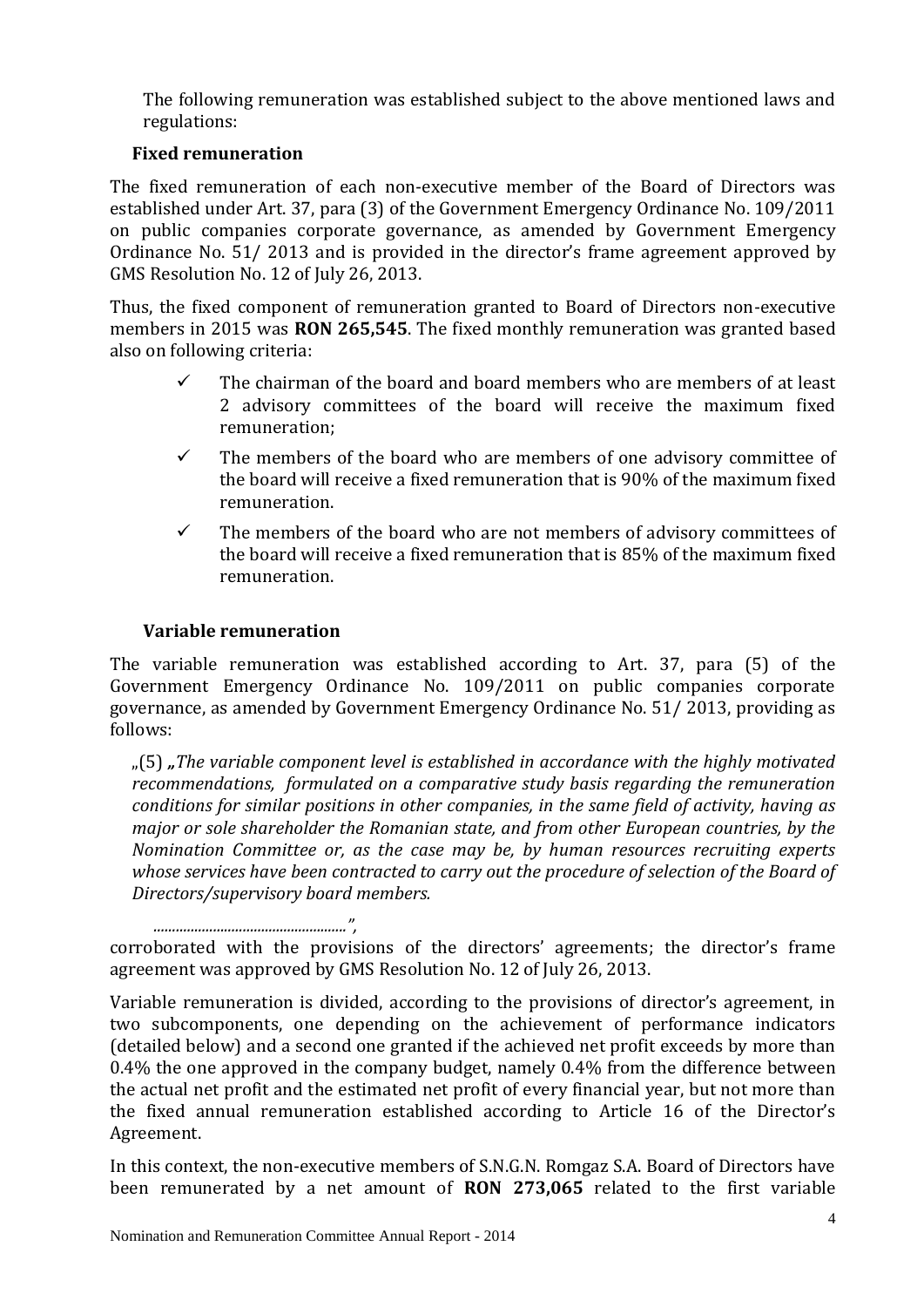The following remuneration was established subject to the above mentioned laws and regulations:

**Fixed remuneration**

The fixed remuneration of each non-executive member of the Board of Directors was established under Art. 37, para (3) of the Government Emergency Ordinance No. 109/2011 on public companies corporate governance, as amended by Government Emergency Ordinance No. 51/ 2013 and is provided in the director's frame agreement approved by GMS Resolution No. 12 of July 26, 2013.

Thus, the fixed component of remuneration granted to Board of Directors non-executive members in 2015 was **RON 265,545**. The fixed monthly remuneration was granted based also on following criteria:

- ✓ The chairman of the board and board members who are members of at least 2 advisory committees of the board will receive the maximum fixed remuneration;
- ✓ The members of the board who are members of one advisory committee of the board will receive a fixed remuneration that is 90% of the maximum fixed remuneration.
- ✓ The members of the board who are not members of advisory committees of the board will receive a fixed remuneration that is 85% of the maximum fixed remuneration.

**Variable remuneration**

The variable remuneration was established according to Art. 37, para (5) of the Government Emergency Ordinance No. 109/2011 on public companies corporate governance, as amended by Government Emergency Ordinance No. 51/ 2013, providing as follows:

„(5) *„The variable component level is established in accordance with the highly motivated recommendations, formulated on a comparative study basis regarding the remuneration conditions for similar positions in other companies, in the same field of activity, having as major or sole shareholder the Romanian state, and from other European countries, by the Nomination Committee or, as the case may be, by human resources recruiting experts whose services have been contracted to carry out the procedure of selection of the Board of Directors/supervisory board members.*

*..................................................",*

corroborated with the provisions of the directors' agreements; the director's frame agreement was approved by GMS Resolution No. 12 of July 26, 2013.

Variable remuneration is divided, according to the provisions of director's agreement, in two subcomponents, one depending on the achievement of performance indicators (detailed below) and a second one granted if the achieved net profit exceeds by more than 0.4% the one approved in the company budget, namely 0.4% from the difference between the actual net profit and the estimated net profit of every financial year, but not more than the fixed annual remuneration established according to Article 16 of the Director's Agreement.

In this context, the non-executive members of S.N.G.N. Romgaz S.A. Board of Directors have been remunerated by a net amount of **RON 273,065** related to the first variable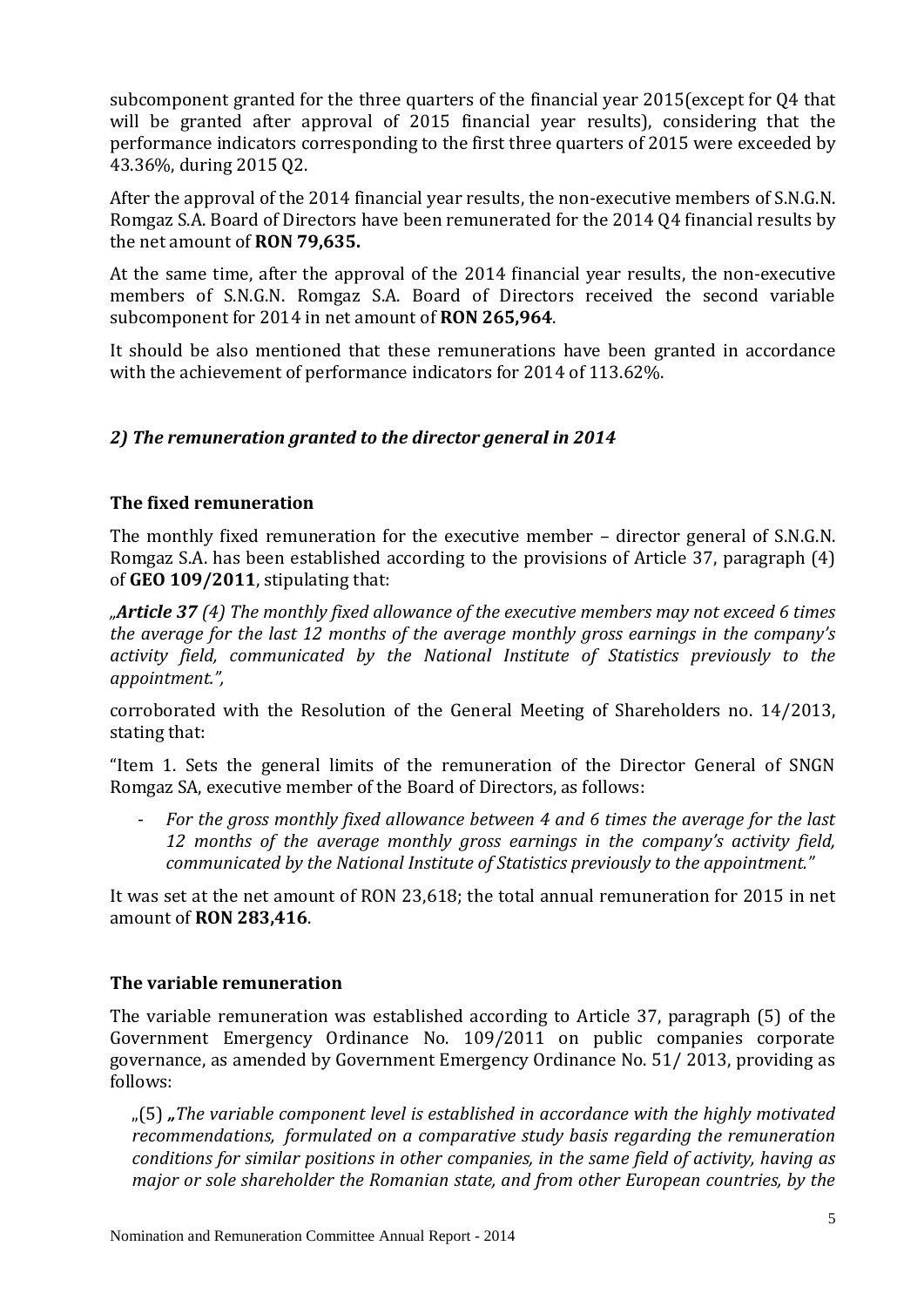subcomponent granted for the three quarters of the financial year 2015(except for Q4 that will be granted after approval of 2015 financial year results), considering that the performance indicators corresponding to the first three quarters of 2015 were exceeded by 43.36%, during 2015 Q2.

After the approval of the 2014 financial year results, the non-executive members of S.N.G.N. Romgaz S.A. Board of Directors have been remunerated for the 2014 Q4 financial results by the net amount of **RON 79,635.**

At the same time, after the approval of the 2014 financial year results, the non-executive members of S.N.G.N. Romgaz S.A. Board of Directors received the second variable subcomponent for 2014 in net amount of **RON 265,964**.

It should be also mentioned that these remunerations have been granted in accordance with the achievement of performance indicators for 2014 of 113.62%.

### *2) The remuneration granted to the director general in 2014*

#### The fixed remuneration

The monthly fixed remuneration for the executive member – director general of S.N.G.N. Romgaz S.A. has been established according to the provisions of Article 37, paragraph (4) of **GEO 109/2011**, stipulating that:

*„**Article 37** (4) The monthly fixed allowance of the executive members may not exceed 6 times the average for the last 12 months of the average monthly gross earnings in the company's activity field, communicated by the National Institute of Statistics previously to the appointment.",*

corroborated with the Resolution of the General Meeting of Shareholders no. 14/2013, stating that:

"Item 1. Sets the general limits of the remuneration of the Director General of SNGN Romgaz SA, executive member of the Board of Directors, as follows:

- *For the gross monthly fixed allowance between 4 and 6 times the average for the last 12 months of the average monthly gross earnings in the company's activity field, communicated by the National Institute of Statistics previously to the appointment."*

It was set at the net amount of RON 23,618; the total annual remuneration for 2015 in net amount of **RON 283,416**.

#### The variable remuneration

The variable remuneration was established according to Article 37, paragraph (5) of the Government Emergency Ordinance No. 109/2011 on public companies corporate governance, as amended by Government Emergency Ordinance No. 51/ 2013, providing as follows:

„(5) ***„****The variable component level is established in accordance with the highly motivated recommendations, formulated on a comparative study basis regarding the remuneration conditions for similar positions in other companies, in the same field of activity, having as major or sole shareholder the Romanian state, and from other European countries, by the*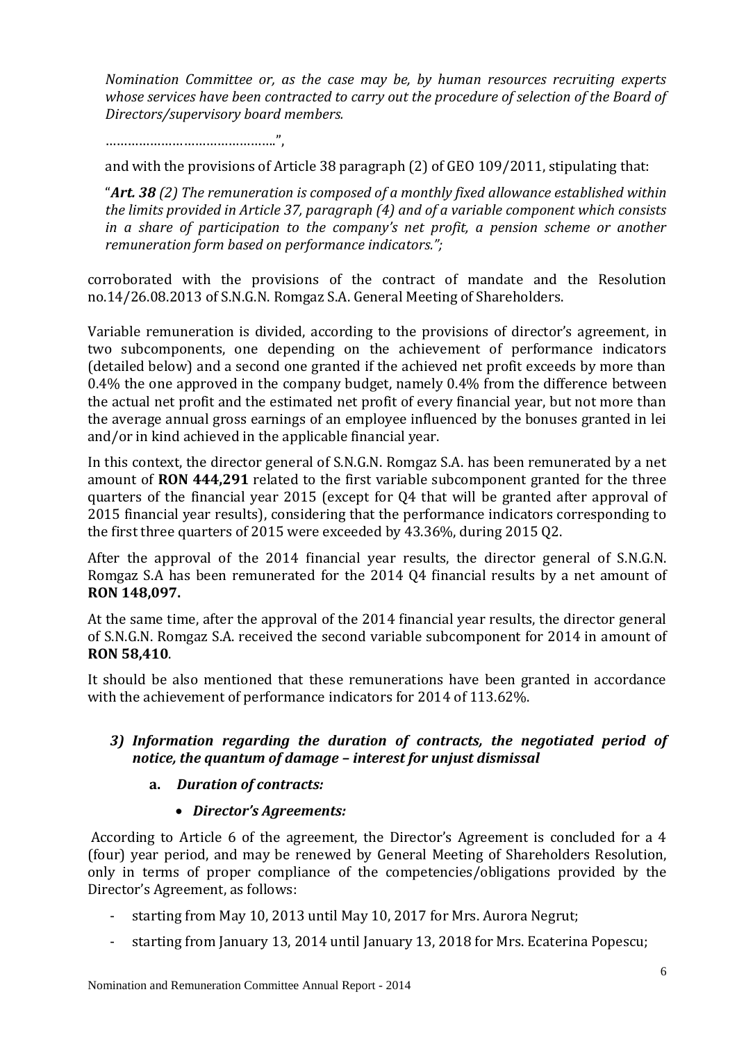*Nomination Committee or, as the case may be, by human resources recruiting experts whose services have been contracted to carry out the procedure of selection of the Board of Directors/supervisory board members.*

………………………………………..",

and with the provisions of Article 38 paragraph (2) of GEO 109/2011, stipulating that:

"***Art. 38*** *(2) The remuneration is composed of a monthly fixed allowance established within the limits provided in Article 37, paragraph (4) and of a variable component which consists in a share of participation to the company's net profit, a pension scheme or another remuneration form based on performance indicators.";*

corroborated with the provisions of the contract of mandate and the Resolution no.14/26.08.2013 of S.N.G.N. Romgaz S.A. General Meeting of Shareholders.

Variable remuneration is divided, according to the provisions of director's agreement, in two subcomponents, one depending on the achievement of performance indicators (detailed below) and a second one granted if the achieved net profit exceeds by more than 0.4% the one approved in the company budget, namely 0.4% from the difference between the actual net profit and the estimated net profit of every financial year, but not more than the average annual gross earnings of an employee influenced by the bonuses granted in lei and/or in kind achieved in the applicable financial year.

In this context, the director general of S.N.G.N. Romgaz S.A. has been remunerated by a net amount of **RON 444,291** related to the first variable subcomponent granted for the three quarters of the financial year 2015 (except for Q4 that will be granted after approval of 2015 financial year results), considering that the performance indicators corresponding to the first three quarters of 2015 were exceeded by 43.36%, during 2015 Q2.

After the approval of the 2014 financial year results, the director general of S.N.G.N. Romgaz S.A has been remunerated for the 2014 Q4 financial results by a net amount of **RON 148,097.**

At the same time, after the approval of the 2014 financial year results, the director general of S.N.G.N. Romgaz S.A. received the second variable subcomponent for 2014 in amount of **RON 58,410**.

It should be also mentioned that these remunerations have been granted in accordance with the achievement of performance indicators for 2014 of 113.62%.

### *3) Information regarding the duration of contracts, the negotiated period of notice, the quantum of damage – interest for unjust dismissal*

**a.** ***Duration of contracts:***

- ***Director's Agreements:***

According to Article 6 of the agreement, the Director's Agreement is concluded for a 4 (four) year period, and may be renewed by General Meeting of Shareholders Resolution, only in terms of proper compliance of the competencies/obligations provided by the Director's Agreement, as follows:

- starting from May 10, 2013 until May 10, 2017 for Mrs. Aurora Negrut;
- starting from January 13, 2014 until January 13, 2018 for Mrs. Ecaterina Popescu;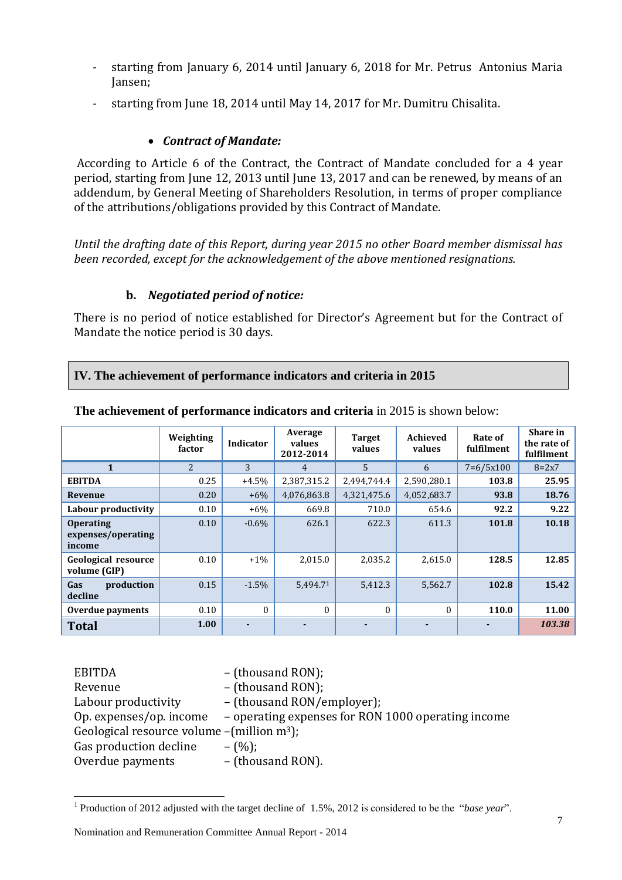- starting from January 6, 2014 until January 6, 2018 for Mr. Petrus Antonius Maria Jansen;
- starting from June 18, 2014 until May 14, 2017 for Mr. Dumitru Chisalita.

- ***Contract of Mandate:***

According to Article 6 of the Contract, the Contract of Mandate concluded for a 4 year period, starting from June 12, 2013 until June 13, 2017 and can be renewed, by means of an addendum, by General Meeting of Shareholders Resolution, in terms of proper compliance of the attributions/obligations provided by this Contract of Mandate.

*Until the drafting date of this Report, during year 2015 no other Board member dismissal has been recorded, except for the acknowledgement of the above mentioned resignations.*

### b. *Negotiated period of notice:*

There is no period of notice established for Director's Agreement but for the Contract of Mandate the notice period is 30 days.

## IV. The achievement of performance indicators and criteria in 2015

**The achievement of performance indicators and criteria** in 2015 is shown below:

| | Weighting factor | Indicator | Average values 2012-2014 | Target values | Achieved values | Rate of fulfilment | Share in the rate of fulfilment |
|---|---|---|---|---|---|---|---|
| **1** | 2 | 3 | 4 | 5 | 6 | 7=6/5x100 | 8=2x7 |
| **EBITDA** | 0.25 | +4.5% | 2,387,315.2 | 2,494,744.4 | 2,590,280.1 | **103.8** | **25.95** |
| **Revenue** | 0.20 | +6% | 4,076,863.8 | 4,321,475.6 | 4,052,683.7 | **93.8** | **18.76** |
| **Labour productivity** | 0.10 | +6% | 669.8 | 710.0 | 654.6 | **92.2** | **9.22** |
| **Operating expenses/operating income** | 0.10 | -0.6% | 626.1 | 622.3 | 611.3 | **101.8** | **10.18** |
| **Geological resource volume (GIP)** | 0.10 | +1% | 2,015.0 | 2,035.2 | 2,615.0 | **128.5** | **12.85** |
| **Gas production decline** | 0.15 | -1.5% | 5,494.7[1] | 5,412.3 | 5,562.7 | **102.8** | **15.42** |
| **Overdue payments** | 0.10 | 0 | 0 | 0 | 0 | **110.0** | **11.00** |
| **Total** | **1.00** | - | - | - | - | - | ***103.38*** |

EBITDA – (thousand RON);
Revenue – (thousand RON);
Labour productivity – (thousand RON/employer);
Op. expenses/op. income – operating expenses for RON 1000 operating income
Geological resource volume –(million $m^3$);
Gas production decline – (%);
Overdue payments – (thousand RON).

[1] Production of 2012 adjusted with the target decline of 1.5%, 2012 is considered to be the "*base year*".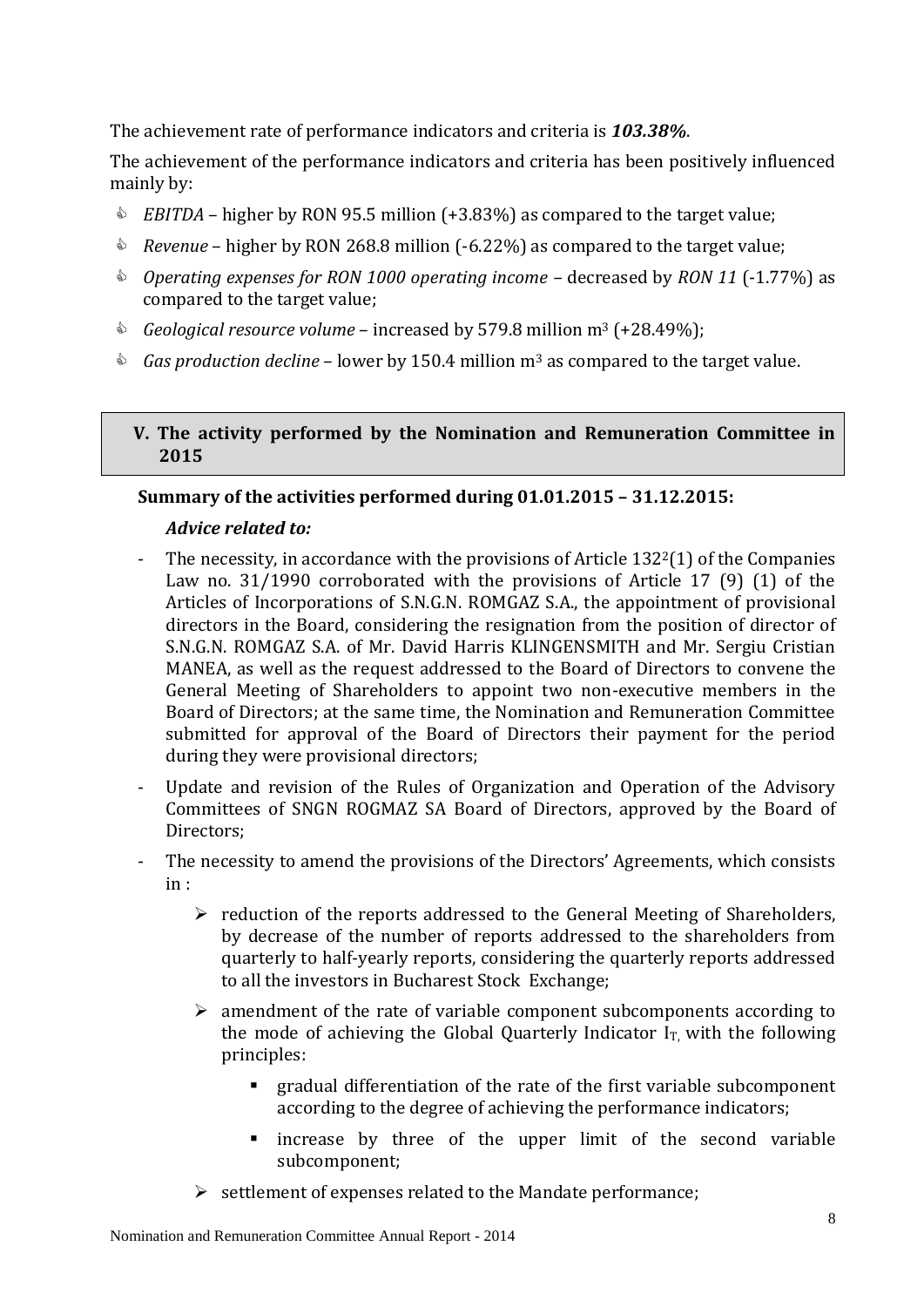The achievement rate of performance indicators and criteria is ***103.38%***.

The achievement of the performance indicators and criteria has been positively influenced mainly by:

- *EBITDA* – higher by RON 95.5 million (+3.83%) as compared to the target value;
- *Revenue* – higher by RON 268.8 million (-6.22%) as compared to the target value;
- *Operating expenses for RON 1000 operating income* – decreased by *RON 11* (-1.77%) as compared to the target value;
- *Geological resource volume* – increased by 579.8 million m$^3$ (+28.49%);
- *Gas production decline* – lower by 150.4 million m$^3$ as compared to the target value.

## V. The activity performed by the Nomination and Remuneration Committee in 2015

**Summary of the activities performed during 01.01.2015 – 31.12.2015:**

***Advice related to:***

- The necessity, in accordance with the provisions of Article 132$^2$(1) of the Companies Law no. 31/1990 corroborated with the provisions of Article 17 (9) (1) of the Articles of Incorporations of S.N.G.N. ROMGAZ S.A., the appointment of provisional directors in the Board, considering the resignation from the position of director of S.N.G.N. ROMGAZ S.A. of Mr. David Harris KLINGENSMITH and Mr. Sergiu Cristian MANEA, as well as the request addressed to the Board of Directors to convene the General Meeting of Shareholders to appoint two non-executive members in the Board of Directors; at the same time, the Nomination and Remuneration Committee submitted for approval of the Board of Directors their payment for the period during they were provisional directors;
- Update and revision of the Rules of Organization and Operation of the Advisory Committees of SNGN ROGMAZ SA Board of Directors, approved by the Board of Directors;
- The necessity to amend the provisions of the Directors' Agreements, which consists in :
  - reduction of the reports addressed to the General Meeting of Shareholders, by decrease of the number of reports addressed to the shareholders from quarterly to half-yearly reports, considering the quarterly reports addressed to all the investors in Bucharest Stock Exchange;
  - amendment of the rate of variable component subcomponents according to the mode of achieving the Global Quarterly Indicator $I_T$, with the following principles:
    - gradual differentiation of the rate of the first variable subcomponent according to the degree of achieving the performance indicators;
    - increase by three of the upper limit of the second variable subcomponent;
  - settlement of expenses related to the Mandate performance;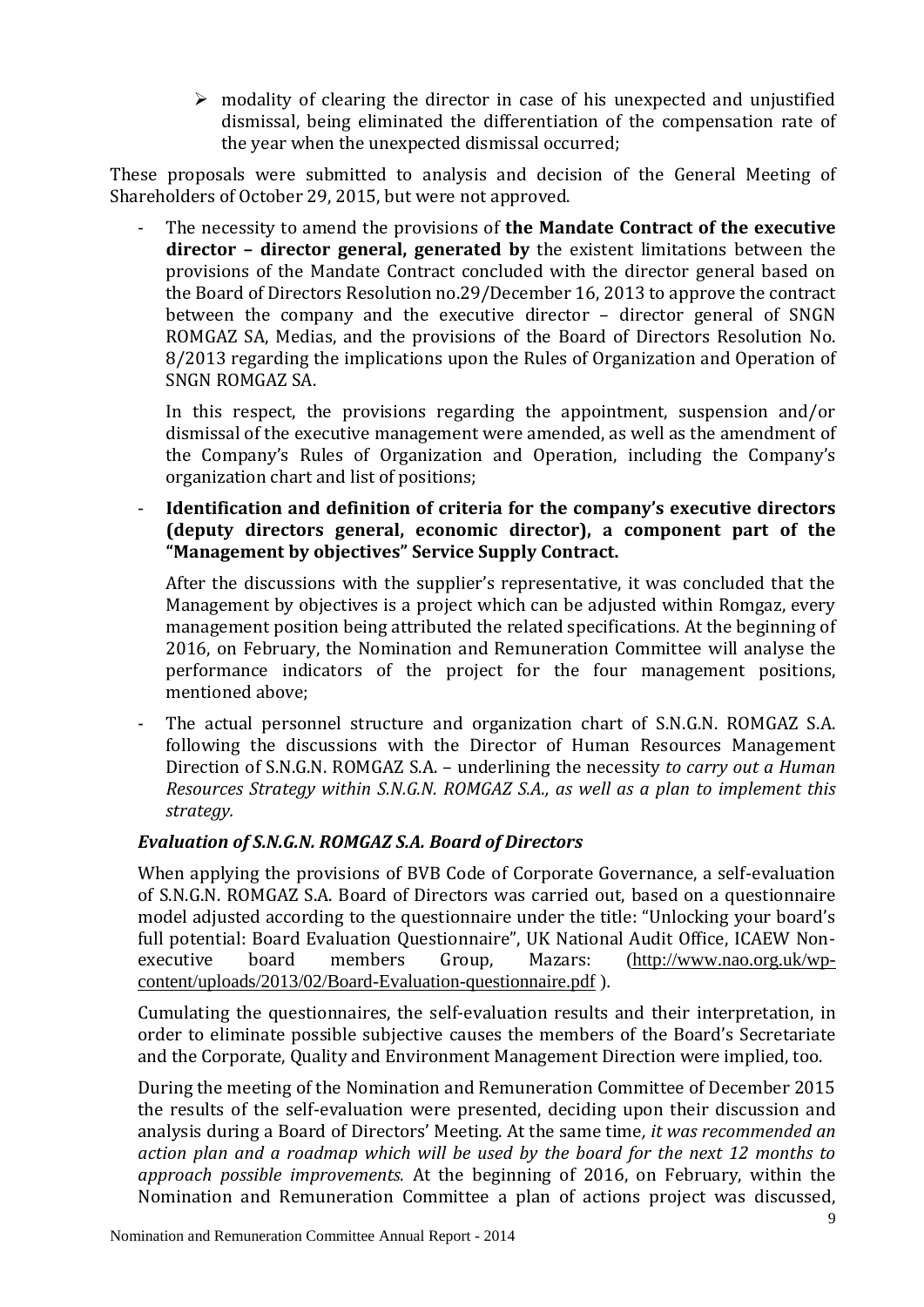- modality of clearing the director in case of his unexpected and unjustified dismissal, being eliminated the differentiation of the compensation rate of the year when the unexpected dismissal occurred;

These proposals were submitted to analysis and decision of the General Meeting of Shareholders of October 29, 2015, but were not approved.

- The necessity to amend the provisions of **the Mandate Contract of the executive director – director general, generated by** the existent limitations between the provisions of the Mandate Contract concluded with the director general based on the Board of Directors Resolution no.29/December 16, 2013 to approve the contract between the company and the executive director – director general of SNGN ROMGAZ SA, Medias, and the provisions of the Board of Directors Resolution No. 8/2013 regarding the implications upon the Rules of Organization and Operation of SNGN ROMGAZ SA.

  In this respect, the provisions regarding the appointment, suspension and/or dismissal of the executive management were amended, as well as the amendment of the Company's Rules of Organization and Operation, including the Company's organization chart and list of positions;

- **Identification and definition of criteria for the company's executive directors (deputy directors general, economic director), a component part of the "Management by objectives" Service Supply Contract.**

  After the discussions with the supplier's representative, it was concluded that the Management by objectives is a project which can be adjusted within Romgaz, every management position being attributed the related specifications. At the beginning of 2016, on February, the Nomination and Remuneration Committee will analyse the performance indicators of the project for the four management positions, mentioned above;

- The actual personnel structure and organization chart of S.N.G.N. ROMGAZ S.A. following the discussions with the Director of Human Resources Management Direction of S.N.G.N. ROMGAZ S.A. – underlining the necessity *to carry out a Human Resources Strategy within S.N.G.N. ROMGAZ S.A., as well as a plan to implement this strategy.*

### *Evaluation of S.N.G.N. ROMGAZ S.A. Board of Directors*

When applying the provisions of BVB Code of Corporate Governance, a self-evaluation of S.N.G.N. ROMGAZ S.A. Board of Directors was carried out, based on a questionnaire model adjusted according to the questionnaire under the title: "Unlocking your board's full potential: Board Evaluation Questionnaire", UK National Audit Office, ICAEW Non-executive board members Group, Mazars: (http://www.nao.org.uk/wp-content/uploads/2013/02/Board-Evaluation-questionnaire.pdf ).

Cumulating the questionnaires, the self-evaluation results and their interpretation, in order to eliminate possible subjective causes the members of the Board's Secretariate and the Corporate, Quality and Environment Management Direction were implied, too.

During the meeting of the Nomination and Remuneration Committee of December 2015 the results of the self-evaluation were presented, deciding upon their discussion and analysis during a Board of Directors' Meeting. At the same time, *it was recommended an action plan and a roadmap which will be used by the board for the next 12 months to approach possible improvements.* At the beginning of 2016, on February, within the Nomination and Remuneration Committee a plan of actions project was discussed,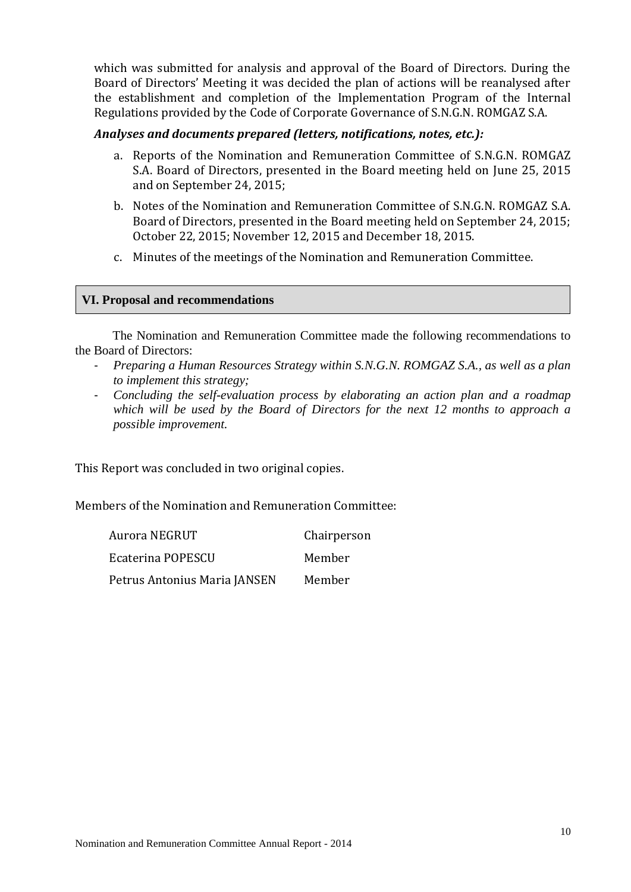which was submitted for analysis and approval of the Board of Directors. During the Board of Directors' Meeting it was decided the plan of actions will be reanalysed after the establishment and completion of the Implementation Program of the Internal Regulations provided by the Code of Corporate Governance of S.N.G.N. ROMGAZ S.A.

***Analyses and documents prepared (letters, notifications, notes, etc.):***

a. Reports of the Nomination and Remuneration Committee of S.N.G.N. ROMGAZ S.A. Board of Directors, presented in the Board meeting held on June 25, 2015 and on September 24, 2015;

b. Notes of the Nomination and Remuneration Committee of S.N.G.N. ROMGAZ S.A. Board of Directors, presented in the Board meeting held on September 24, 2015; October 22, 2015; November 12, 2015 and December 18, 2015.

c. Minutes of the meetings of the Nomination and Remuneration Committee.

## VI. Proposal and recommendations

The Nomination and Remuneration Committee made the following recommendations to the Board of Directors:

- *Preparing a Human Resources Strategy within S.N.G.N. ROMGAZ S.A., as well as a plan to implement this strategy;*
- *Concluding the self-evaluation process by elaborating an action plan and a roadmap which will be used by the Board of Directors for the next 12 months to approach a possible improvement.*

This Report was concluded in two original copies.

Members of the Nomination and Remuneration Committee:

| | |
|---|---|
| Aurora NEGRUT | Chairperson |
| Ecaterina POPESCU | Member |
| Petrus Antonius Maria JANSEN | Member |